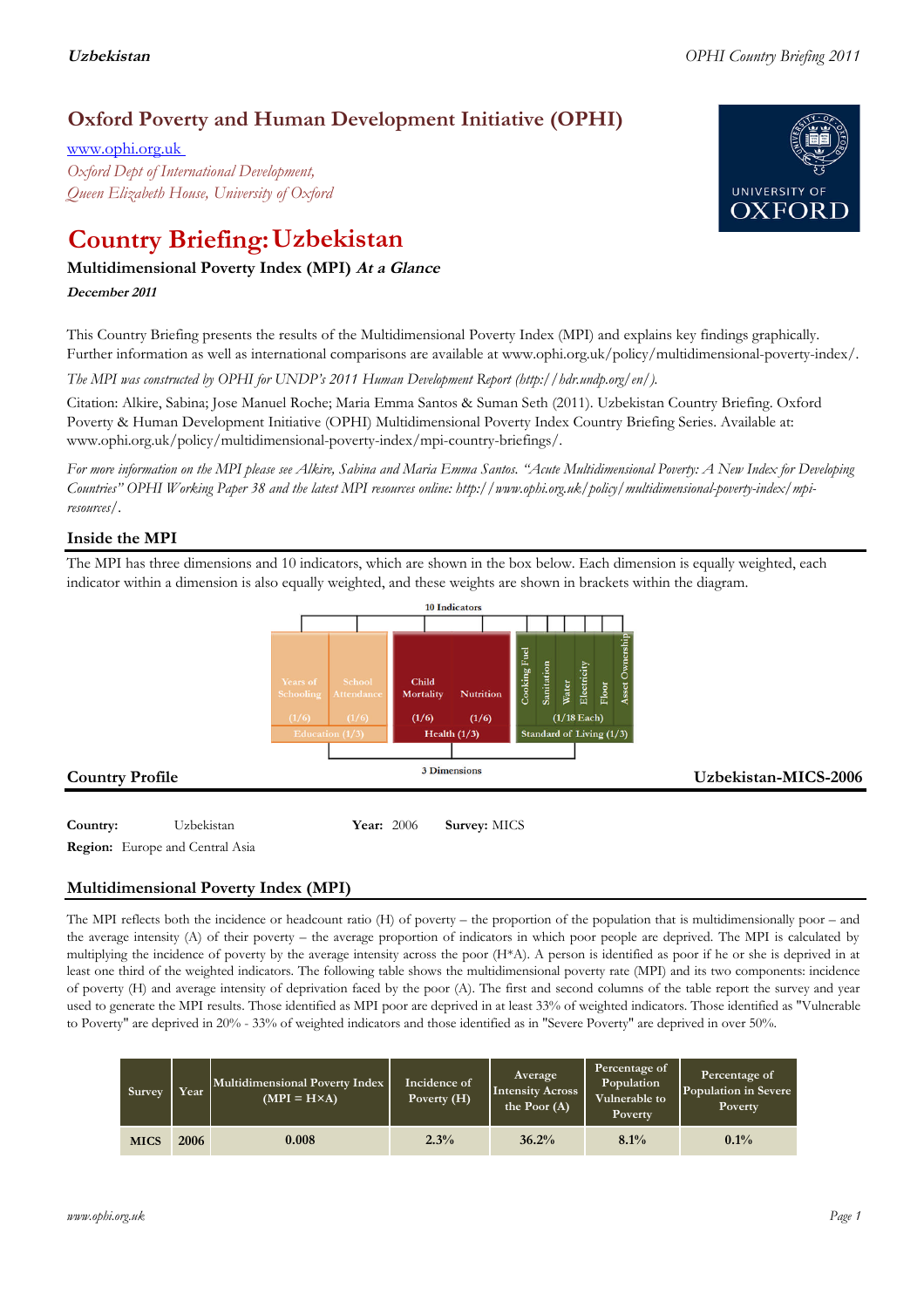## Oxford Poverty and Human Development Initiative (OPHI)

www.ophi.org.uk

*Oxford Dept of International Development,*
*Queen Elizabeth House, University of Oxford*

# Country Briefing: Uzbekistan

### Multidimensional Poverty Index (MPI) *At a Glance*

***December 2011***

This Country Briefing presents the results of the Multidimensional Poverty Index (MPI) and explains key findings graphically. Further information as well as international comparisons are available at www.ophi.org.uk/policy/multidimensional-poverty-index/.

*The MPI was constructed by OPHI for UNDP's 2011 Human Development Report (http://hdr.undp.org/en/).*

Citation: Alkire, Sabina; Jose Manuel Roche; Maria Emma Santos & Suman Seth (2011). Uzbekistan Country Briefing. Oxford Poverty & Human Development Initiative (OPHI) Multidimensional Poverty Index Country Briefing Series. Available at: www.ophi.org.uk/policy/multidimensional-poverty-index/mpi-country-briefings/.

*For more information on the MPI please see Alkire, Sabina and Maria Emma Santos. "Acute Multidimensional Poverty: A New Index for Developing Countries" OPHI Working Paper 38 and the latest MPI resources online: http://www.ophi.org.uk/policy/multidimensional-poverty-index/mpi-resources/.*

## Inside the MPI

The MPI has three dimensions and 10 indicators, which are shown in the box below. Each dimension is equally weighted, each indicator within a dimension is also equally weighted, and these weights are shown in brackets within the diagram.

10 Indicators

| Education (1/3) | | Health (1/3) | | Standard of Living (1/3) | | | | | |
|---|---|---|---|---|---|---|---|---|---|
| Years of Schooling (1/6) | School Attendance (1/6) | Child Mortality (1/6) | Nutrition (1/6) | Cooking Fuel | Sanitation | Water | Electricity | Floor | Asset Ownership |
| | | | | (1/18 Each) | | | | | |

3 Dimensions

## Country Profile

**Uzbekistan-MICS-2006**

**Country:** Uzbekistan **Year:** 2006 **Survey:** MICS

**Region:** Europe and Central Asia

## Multidimensional Poverty Index (MPI)

The MPI reflects both the incidence or headcount ratio (H) of poverty – the proportion of the population that is multidimensionally poor – and the average intensity (A) of their poverty – the average proportion of indicators in which poor people are deprived. The MPI is calculated by multiplying the incidence of poverty by the average intensity across the poor (H\*A). A person is identified as poor if he or she is deprived in at least one third of the weighted indicators. The following table shows the multidimensional poverty rate (MPI) and its two components: incidence of poverty (H) and average intensity of deprivation faced by the poor (A). The first and second columns of the table report the survey and year used to generate the MPI results. Those identified as MPI poor are deprived in at least 33% of weighted indicators. Those identified as "Vulnerable to Poverty" are deprived in 20% - 33% of weighted indicators and those identified as in "Severe Poverty" are deprived in over 50%.

| Survey | Year | Multidimensional Poverty Index (MPI = H×A) | Incidence of Poverty (H) | Average Intensity Across the Poor (A) | Percentage of Population Vulnerable to Poverty | Percentage of Population in Severe Poverty |
|---|---|---|---|---|---|---|
| MICS | 2006 | 0.008 | 2.3% | 36.2% | 8.1% | 0.1% |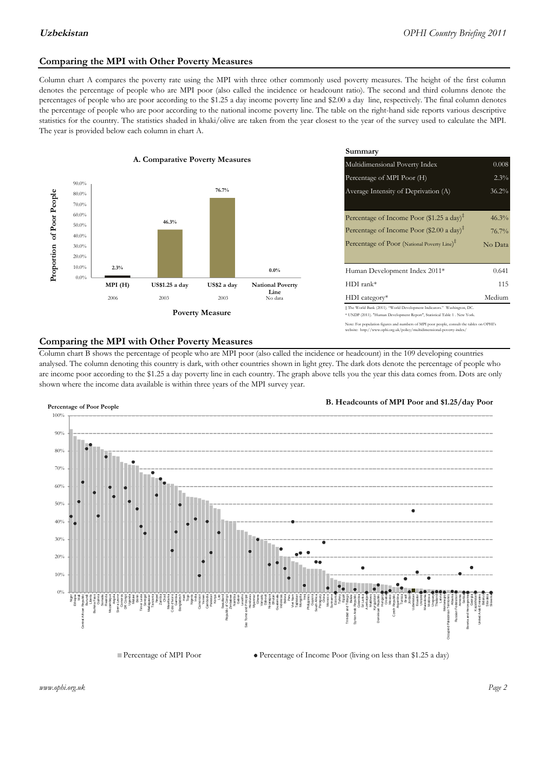## Comparing the MPI with Other Poverty Measures

Column chart A compares the poverty rate using the MPI with three other commonly used poverty measures. The height of the first column denotes the percentage of people who are MPI poor (also called the incidence or headcount ratio). The second and third columns denote the percentages of people who are poor according to the $1.25 a day income poverty line and $2.00 a day line, respectively. The final column denotes the percentage of people who are poor according to the national income poverty line. The table on the right-hand side reports various descriptive statistics for the country. The statistics shaded in khaki/olive are taken from the year closest to the year of the survey used to calculate the MPI. The year is provided below each column in chart A.

**A. Comparative Poverty Measures**

| Poverty Measure | MPI (H) | US$1.25 a day | US$2 a day | National Poverty Line |
|---|---|---|---|---|
| Proportion of Poor People | 2.3% | 46.3% | 76.7% | 0.0% |
| Year | 2006 | 2003 | 2003 | No data |

**Summary**

| | |
|---|---|
| Multidimensional Poverty Index | 0.008 |
| Percentage of MPI Poor (H) | 2.3% |
| Average Intensity of Deprivation (A) | 36.2% |
| Percentage of Income Poor ($1.25 a day)‡ | 46.3% |
| Percentage of Income Poor ($2.00 a day)‡ | 76.7% |
| Percentage of Poor (National Poverty Line)‡ | No Data |
| Human Development Index 2011* | 0.641 |
| HDI rank* | 115 |
| HDI category* | Medium |

‡ The World Bank (2011). "World Development Indicators." Washington, DC.
* UNDP (2011). "Human Development Report", Statistical Table 1 . New York.

Note: For population figures and numbers of MPI poor people, consult the tables on OPHI's website: http://www.ophi.org.uk/policy/multidimensional-poverty-index/

## Comparing the MPI with Other Poverty Measures

Column chart B shows the percentage of people who are MPI poor (also called the incidence or headcount) in the 109 developing countries analysed. The column denoting this country is dark, with other countries shown in light grey. The dark dots denote the percentage of people who are income poor according to the $1.25 a day poverty line in each country. The graph above tells you the year this data comes from. Dots are only shown where the income data available is within three years of the MPI survey year.

**B. Headcounts of MPI Poor and $1.25/day Poor**

Percentage of Poor People

■ Percentage of MPI Poor ● Percentage of Income Poor (living on less than $1.25 a day)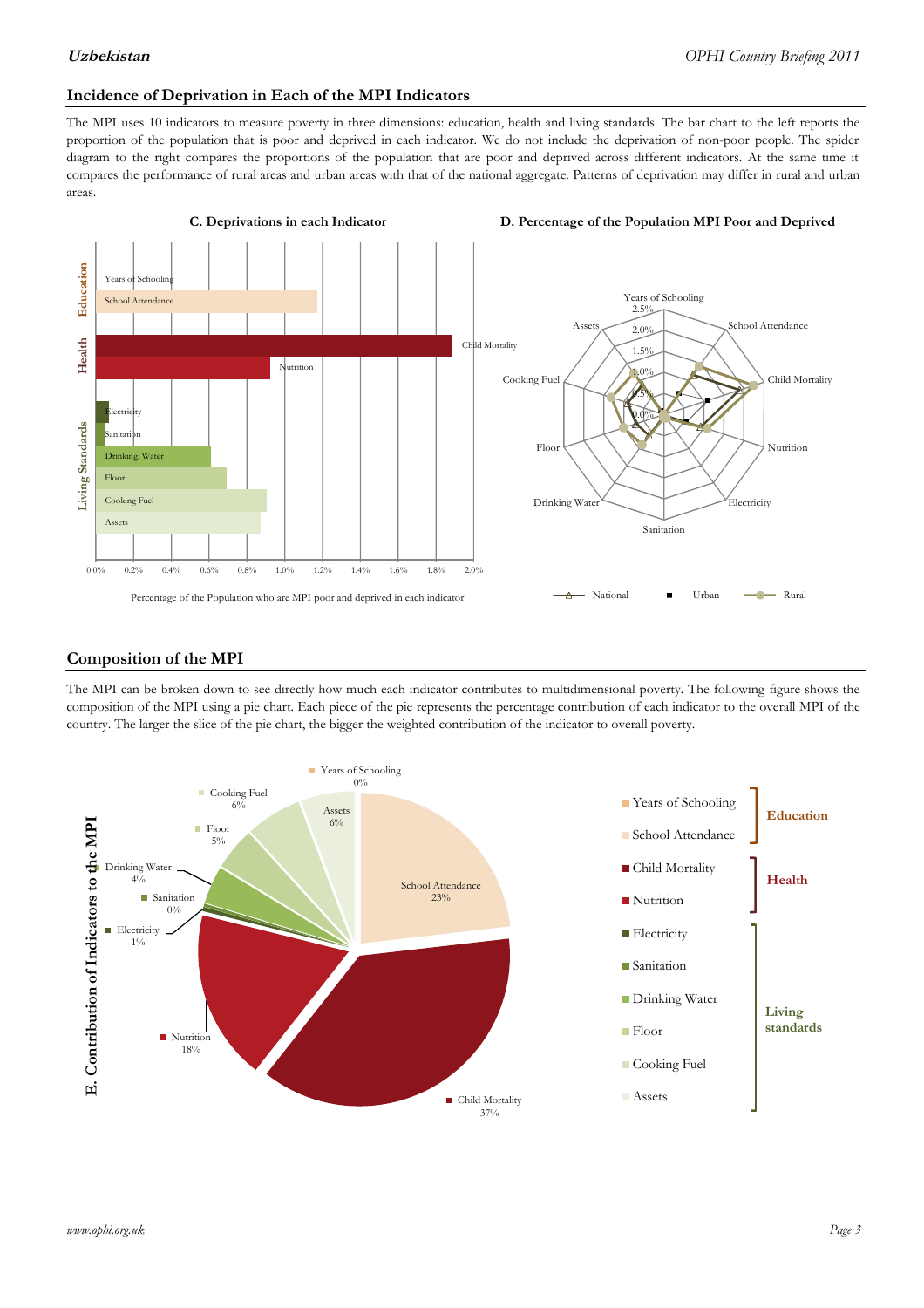## Incidence of Deprivation in Each of the MPI Indicators

The MPI uses 10 indicators to measure poverty in three dimensions: education, health and living standards. The bar chart to the left reports the proportion of the population that is poor and deprived in each indicator. We do not include the deprivation of non-poor people. The spider diagram to the right compares the proportions of the population that are poor and deprived across different indicators. At the same time it compares the performance of rural areas and urban areas with that of the national aggregate. Patterns of deprivation may differ in rural and urban areas.

**C. Deprivations in each Indicator**

Percentage of the Population who are MPI poor and deprived in each indicator

**D. Percentage of the Population MPI Poor and Deprived**

## Composition of the MPI

The MPI can be broken down to see directly how much each indicator contributes to multidimensional poverty. The following figure shows the composition of the MPI using a pie chart. Each piece of the pie represents the percentage contribution of each indicator to the overall MPI of the country. The larger the slice of the pie chart, the bigger the weighted contribution of the indicator to overall poverty.

**E. Contribution of Indicators to the MPI**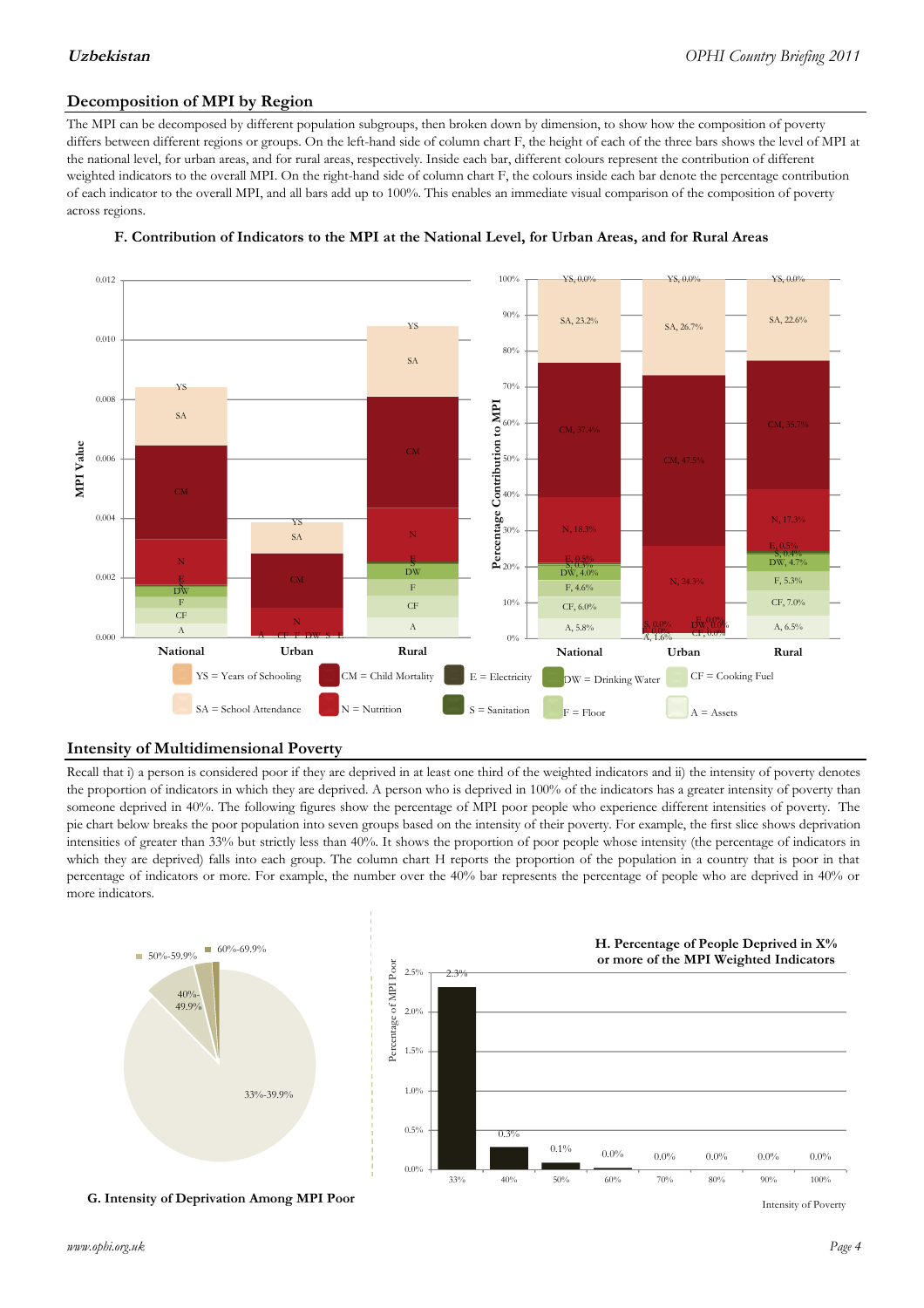## Decomposition of MPI by Region

The MPI can be decomposed by different population subgroups, then broken down by dimension, to show how the composition of poverty differs between different regions or groups. On the left-hand side of column chart F, the height of each of the three bars shows the level of MPI at the national level, for urban areas, and for rural areas, respectively. Inside each bar, different colours represent the contribution of different weighted indicators to the overall MPI. On the right-hand side of column chart F, the colours inside each bar denote the percentage contribution of each indicator to the overall MPI, and all bars add up to 100%. This enables an immediate visual comparison of the composition of poverty across regions.

**F. Contribution of Indicators to the MPI at the National Level, for Urban Areas, and for Rural Areas**

| Indicator | National | Urban | Rural |
|---|---|---|---|
| YS | 0.0% | 0.0% | 0.0% |
| SA | 23.2% | 26.7% | 22.6% |
| CM | 37.4% | 47.5% | 35.7% |
| N | 18.3% | 24.3% | 17.3% |
| E | 0.5% | 0.0% | 0.5% |
| S | 0.3% | 0.0% | 0.4% |
| DW | 4.0% | 0.0% | 4.7% |
| F | 4.6% | 0.0% | 5.3% |
| CF | 6.0% | 0.0% | 7.0% |
| A | 5.8% | 1.6% | 6.5% |

YS = Years of Schooling; CM = Child Mortality; E = Electricity; DW = Drinking Water; CF = Cooking Fuel; SA = School Attendance; N = Nutrition; S = Sanitation; F = Floor; A = Assets

## Intensity of Multidimensional Poverty

Recall that i) a person is considered poor if they are deprived in at least one third of the weighted indicators and ii) the intensity of poverty denotes the proportion of indicators in which they are deprived. A person who is deprived in 100% of the indicators has a greater intensity of poverty than someone deprived in 40%. The following figures show the percentage of MPI poor people who experience different intensities of poverty. The pie chart below breaks the poor population into seven groups based on the intensity of their poverty. For example, the first slice shows deprivation intensities of greater than 33% but strictly less than 40%. It shows the proportion of poor people whose intensity (the percentage of indicators in which they are deprived) falls into each group. The column chart H reports the proportion of the population in a country that is poor in that percentage of indicators or more. For example, the number over the 40% bar represents the percentage of people who are deprived in 40% or more indicators.

**G. Intensity of Deprivation Among MPI Poor**

**H. Percentage of People Deprived in X% or More of the MPI Weighted Indicators**

| Intensity of Poverty | 33% | 40% | 50% | 60% | 70% | 80% | 90% | 100% |
|---|---|---|---|---|---|---|---|---|
| Percentage of MPI Poor | 2.3% | 0.3% | 0.1% | 0.0% | 0.0% | 0.0% | 0.0% | 0.0% |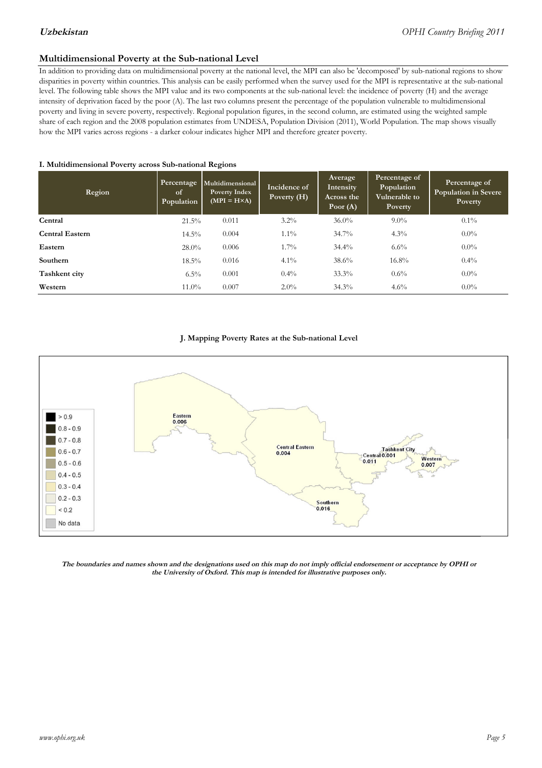## Multidimensional Poverty at the Sub-national Level

In addition to providing data on multidimensional poverty at the national level, the MPI can also be 'decomposed' by sub-national regions to show disparities in poverty within countries. This analysis can be easily performed when the survey used for the MPI is representative at the sub-national level. The following table shows the MPI value and its two components at the sub-national level: the incidence of poverty (H) and the average intensity of deprivation faced by the poor (A). The last two columns present the percentage of the population vulnerable to multidimensional poverty and living in severe poverty, respectively. Regional population figures, in the second column, are estimated using the weighted sample share of each region and the 2008 population estimates from UNDESA, Population Division (2011), World Population. The map shows visually how the MPI varies across regions - a darker colour indicates higher MPI and therefore greater poverty.

**I. Multidimensional Poverty across Sub-national Regions**

| Region | Percentage of Population | Multidimensional Poverty Index (MPI = H×A) | Incidence of Poverty (H) | Average Intensity Across the Poor (A) | Percentage of Population Vulnerable to Poverty | Percentage of Population in Severe Poverty |
|---|---|---|---|---|---|---|
| **Central** | 21.5% | 0.011 | 3.2% | 36.0% | 9.0% | 0.1% |
| **Central Eastern** | 14.5% | 0.004 | 1.1% | 34.7% | 4.3% | 0.0% |
| **Eastern** | 28.0% | 0.006 | 1.7% | 34.4% | 6.6% | 0.0% |
| **Southern** | 18.5% | 0.016 | 4.1% | 38.6% | 16.8% | 0.4% |
| **Tashkent city** | 6.5% | 0.001 | 0.4% | 33.3% | 0.6% | 0.0% |
| **Western** | 11.0% | 0.007 | 2.0% | 34.3% | 4.6% | 0.0% |

**J. Mapping Poverty Rates at the Sub-national Level**

> 0.9
0.8 - 0.9
0.7 - 0.8
0.6 - 0.7
0.5 - 0.6
0.4 - 0.5
0.3 - 0.4
0.2 - 0.3
< 0.2
No data

Eastern 0.006
Central Eastern 0.004
Central 0.011
Tashkent City 0.001
Western 0.007
Southern 0.016

***The boundaries and names shown and the designations used on this map do not imply official endorsement or acceptance by OPHI or the University of Oxford. This map is intended for illustrative purposes only.***